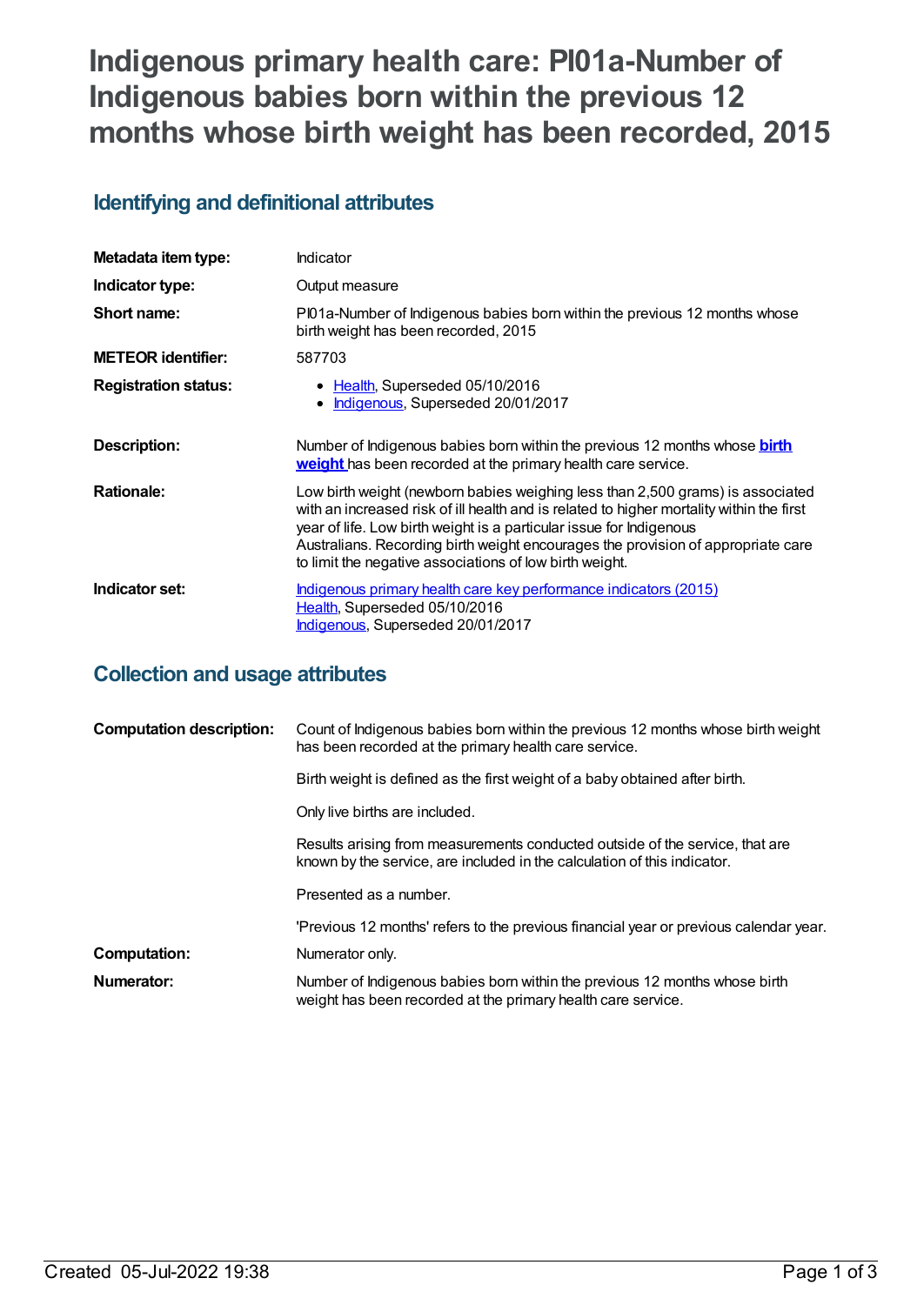# Indigenous primary health care: PI01a-Number of Indigenous babies born within the previous 12 months whose birth weight has been recorded, 2015

## Identifying and definitional attributes

| | |
|---|---|
| **Metadata item type:** | Indicator |
| **Indicator type:** | Output measure |
| **Short name:** | PI01a-Number of Indigenous babies born within the previous 12 months whose birth weight has been recorded, 2015 |
| **METEOR identifier:** | 587703 |
| **Registration status:** | • Health, Superseded 05/10/2016<br>• Indigenous, Superseded 20/01/2017 |
| **Description:** | Number of Indigenous babies born within the previous 12 months whose **birth weight** has been recorded at the primary health care service. |
| **Rationale:** | Low birth weight (newborn babies weighing less than 2,500 grams) is associated with an increased risk of ill health and is related to higher mortality within the first year of life. Low birth weight is a particular issue for Indigenous Australians. Recording birth weight encourages the provision of appropriate care to limit the negative associations of low birth weight. |
| **Indicator set:** | Indigenous primary health care key performance indicators (2015)<br>Health, Superseded 05/10/2016<br>Indigenous, Superseded 20/01/2017 |

## Collection and usage attributes

| | |
|---|---|
| **Computation description:** | Count of Indigenous babies born within the previous 12 months whose birth weight has been recorded at the primary health care service.<br><br>Birth weight is defined as the first weight of a baby obtained after birth.<br><br>Only live births are included.<br><br>Results arising from measurements conducted outside of the service, that are known by the service, are included in the calculation of this indicator.<br><br>Presented as a number.<br><br>'Previous 12 months' refers to the previous financial year or previous calendar year. |
| **Computation:** | Numerator only. |
| **Numerator:** | Number of Indigenous babies born within the previous 12 months whose birth weight has been recorded at the primary health care service. |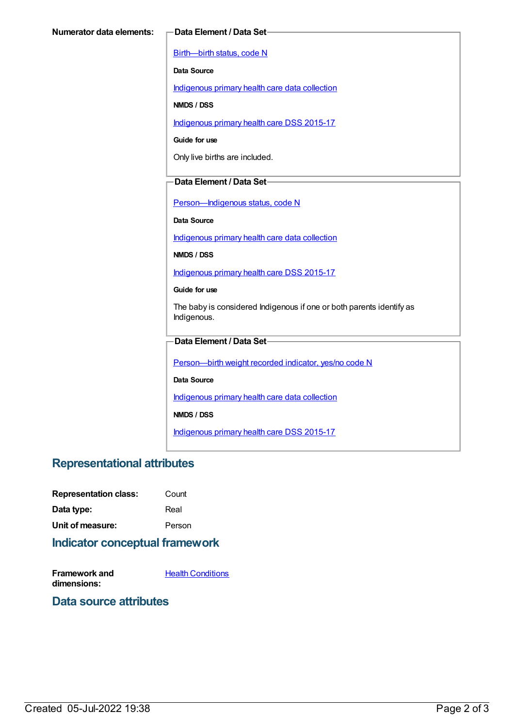**Numerator data elements:**

**Data Element / Data Set**

Birth—birth status, code N

**Data Source**

Indigenous primary health care data collection

**NMDS / DSS**

Indigenous primary health care DSS 2015-17

**Guide for use**

Only live births are included.

**Data Element / Data Set**

Person—Indigenous status, code N

**Data Source**

Indigenous primary health care data collection

**NMDS / DSS**

Indigenous primary health care DSS 2015-17

**Guide for use**

The baby is considered Indigenous if one or both parents identify as Indigenous.

**Data Element / Data Set**

Person—birth weight recorded indicator, yes/no code N

**Data Source**

Indigenous primary health care data collection

**NMDS / DSS**

Indigenous primary health care DSS 2015-17

## Representational attributes

**Representation class:** Count

**Data type:** Real

**Unit of measure:** Person

## Indicator conceptual framework

**Framework and dimensions:** Health Conditions

## Data source attributes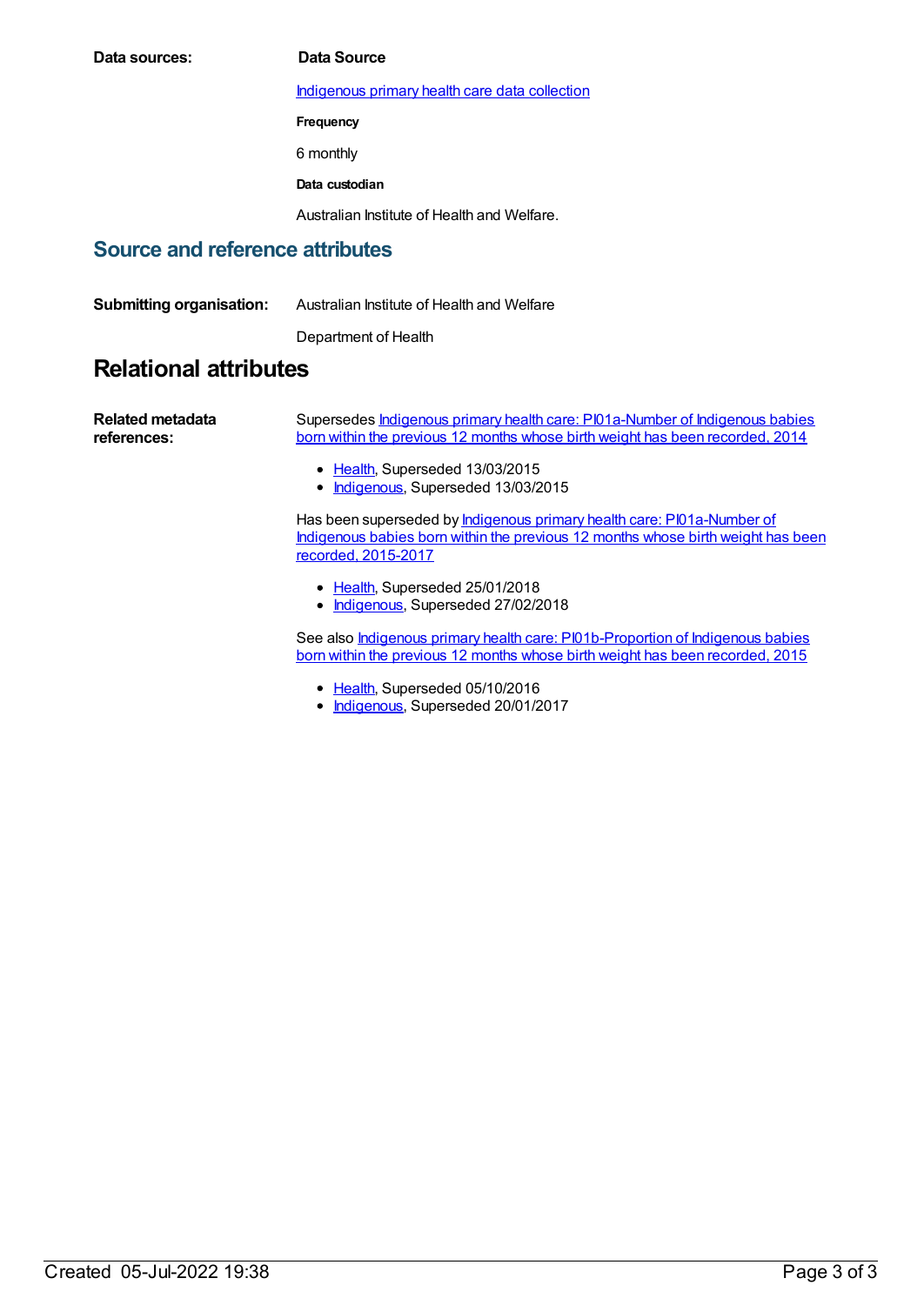**Data sources:**

**Data Source**

Indigenous primary health care data collection

**Frequency**

6 monthly

**Data custodian**

Australian Institute of Health and Welfare.

## Source and reference attributes

**Submitting organisation:** Australian Institute of Health and Welfare

Department of Health

# Relational attributes

**Related metadata references:**

Supersedes Indigenous primary health care: PI01a-Number of Indigenous babies born within the previous 12 months whose birth weight has been recorded, 2014

- Health, Superseded 13/03/2015
- Indigenous, Superseded 13/03/2015

Has been superseded by Indigenous primary health care: PI01a-Number of Indigenous babies born within the previous 12 months whose birth weight has been recorded, 2015-2017

- Health, Superseded 25/01/2018
- Indigenous, Superseded 27/02/2018

See also Indigenous primary health care: PI01b-Proportion of Indigenous babies born within the previous 12 months whose birth weight has been recorded, 2015

- Health, Superseded 05/10/2016
- Indigenous, Superseded 20/01/2017